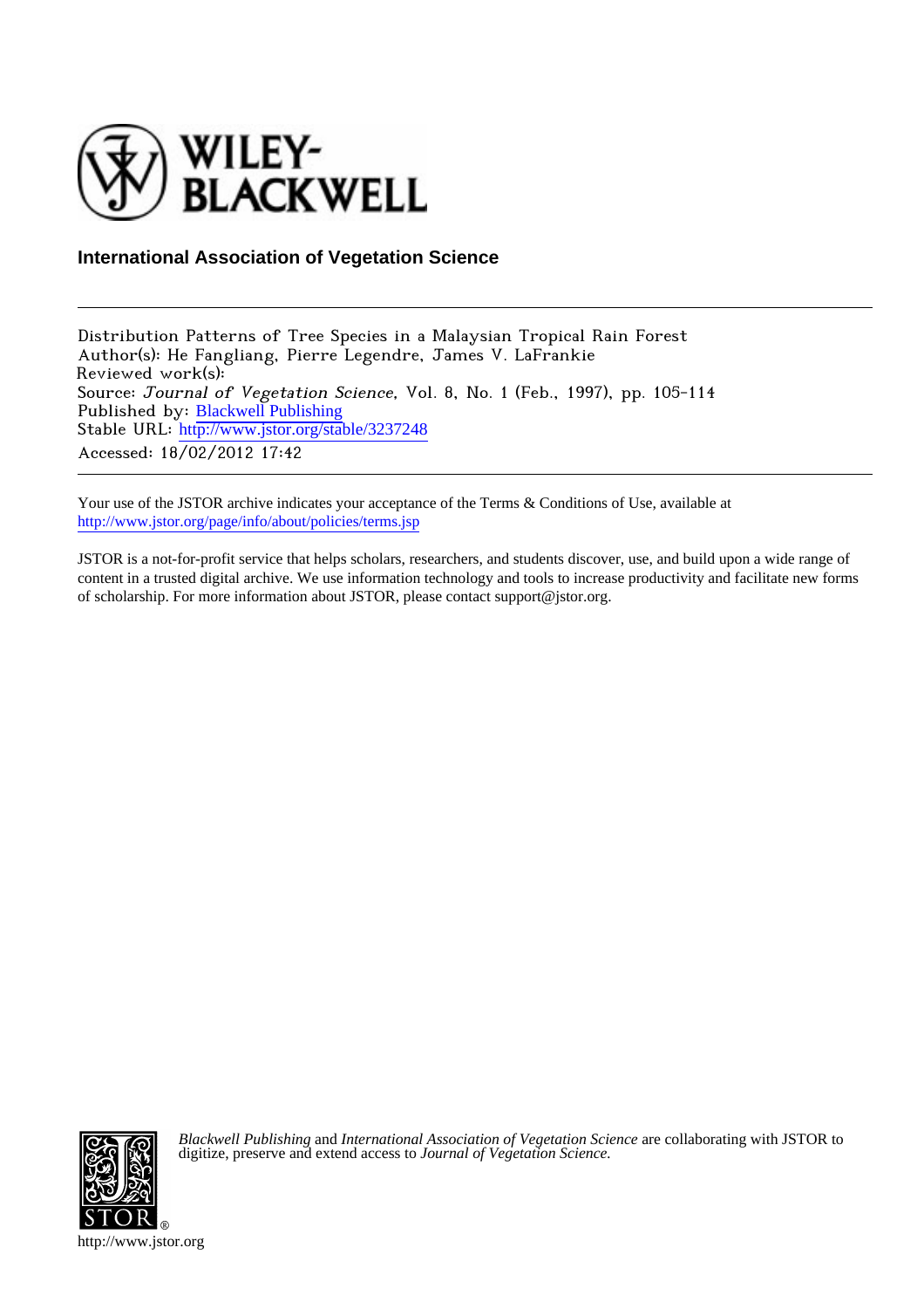WILEY-BLACKWELL

**International Association of Vegetation Science**

---

Distribution Patterns of Tree Species in a Malaysian Tropical Rain Forest
Author(s): He Fangliang, Pierre Legendre, James V. LaFrankie
Reviewed work(s):
Source: *Journal of Vegetation Science*, Vol. 8, No. 1 (Feb., 1997), pp. 105-114
Published by: Blackwell Publishing
Stable URL: http://www.jstor.org/stable/3237248
Accessed: 18/02/2012 17:42

---

Your use of the JSTOR archive indicates your acceptance of the Terms & Conditions of Use, available at http://www.jstor.org/page/info/about/policies/terms.jsp

JSTOR is a not-for-profit service that helps scholars, researchers, and students discover, use, and build upon a wide range of content in a trusted digital archive. We use information technology and tools to increase productivity and facilitate new forms of scholarship. For more information about JSTOR, please contact support@jstor.org.

*Blackwell Publishing* and *International Association of Vegetation Science* are collaborating with JSTOR to digitize, preserve and extend access to *Journal of Vegetation Science.*

http://www.jstor.org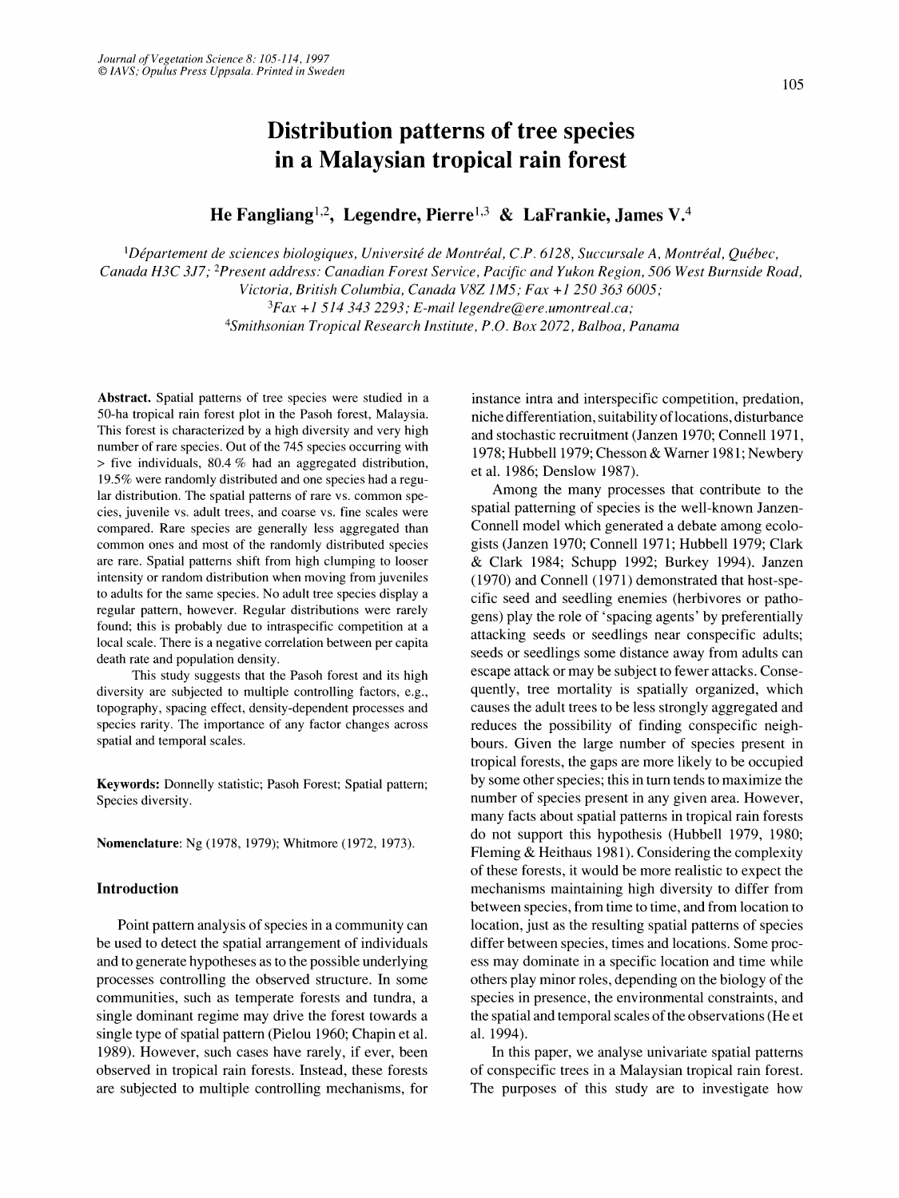# Distribution patterns of tree species in a Malaysian tropical rain forest

**He Fangliang[1,2], Legendre, Pierre[1,3] & LaFrankie, James V.[4]**

[1]Département de sciences biologiques, Université de Montréal, C.P. 6128, Succursale A, Montréal, Québec, Canada H3C 3J7; [2]Present address: Canadian Forest Service, Pacific and Yukon Region, 506 West Burnside Road, Victoria, British Columbia, Canada V8Z 1M5; Fax +1 250 363 6005; [3]Fax +1 514 343 2293; E-mail legendre@ere.umontreal.ca; [4]Smithsonian Tropical Research Institute, P.O. Box 2072, Balboa, Panama

**Abstract.** Spatial patterns of tree species were studied in a 50-ha tropical rain forest plot in the Pasoh forest, Malaysia. This forest is characterized by a high diversity and very high number of rare species. Out of the 745 species occurring with > five individuals, 80.4 % had an aggregated distribution, 19.5% were randomly distributed and one species had a regular distribution. The spatial patterns of rare vs. common species, juvenile vs. adult trees, and coarse vs. fine scales were compared. Rare species are generally less aggregated than common ones and most of the randomly distributed species are rare. Spatial patterns shift from high clumping to looser intensity or random distribution when moving from juveniles to adults for the same species. No adult tree species display a regular pattern, however. Regular distributions were rarely found; this is probably due to intraspecific competition at a local scale. There is a negative correlation between per capita death rate and population density.

This study suggests that the Pasoh forest and its high diversity are subjected to multiple controlling factors, e.g., topography, spacing effect, density-dependent processes and species rarity. The importance of any factor changes across spatial and temporal scales.

**Keywords:** Donnelly statistic; Pasoh Forest; Spatial pattern; Species diversity.

**Nomenclature:** Ng (1978, 1979); Whitmore (1972, 1973).

## Introduction

Point pattern analysis of species in a community can be used to detect the spatial arrangement of individuals and to generate hypotheses as to the possible underlying processes controlling the observed structure. In some communities, such as temperate forests and tundra, a single dominant regime may drive the forest towards a single type of spatial pattern (Pielou 1960; Chapin et al. 1989). However, such cases have rarely, if ever, been observed in tropical rain forests. Instead, these forests are subjected to multiple controlling mechanisms, for instance intra and interspecific competition, predation, niche differentiation, suitability of locations, disturbance and stochastic recruitment (Janzen 1970; Connell 1971, 1978; Hubbell 1979; Chesson & Warner 1981; Newbery et al. 1986; Denslow 1987).

Among the many processes that contribute to the spatial patterning of species is the well-known Janzen-Connell model which generated a debate among ecologists (Janzen 1970; Connell 1971; Hubbell 1979; Clark & Clark 1984; Schupp 1992; Burkey 1994). Janzen (1970) and Connell (1971) demonstrated that host-specific seed and seedling enemies (herbivores or pathogens) play the role of 'spacing agents' by preferentially attacking seeds or seedlings near conspecific adults; seeds or seedlings some distance away from adults can escape attack or may be subject to fewer attacks. Consequently, tree mortality is spatially organized, which causes the adult trees to be less strongly aggregated and reduces the possibility of finding conspecific neighbours. Given the large number of species present in tropical forests, the gaps are more likely to be occupied by some other species; this in turn tends to maximize the number of species present in any given area. However, many facts about spatial patterns in tropical rain forests do not support this hypothesis (Hubbell 1979, 1980; Fleming & Heithaus 1981). Considering the complexity of these forests, it would be more realistic to expect the mechanisms maintaining high diversity to differ from between species, from time to time, and from location to location, just as the resulting spatial patterns of species differ between species, times and locations. Some process may dominate in a specific location and time while others play minor roles, depending on the biology of the species in presence, the environmental constraints, and the spatial and temporal scales of the observations (He et al. 1994).

In this paper, we analyse univariate spatial patterns of conspecific trees in a Malaysian tropical rain forest. The purposes of this study are to investigate how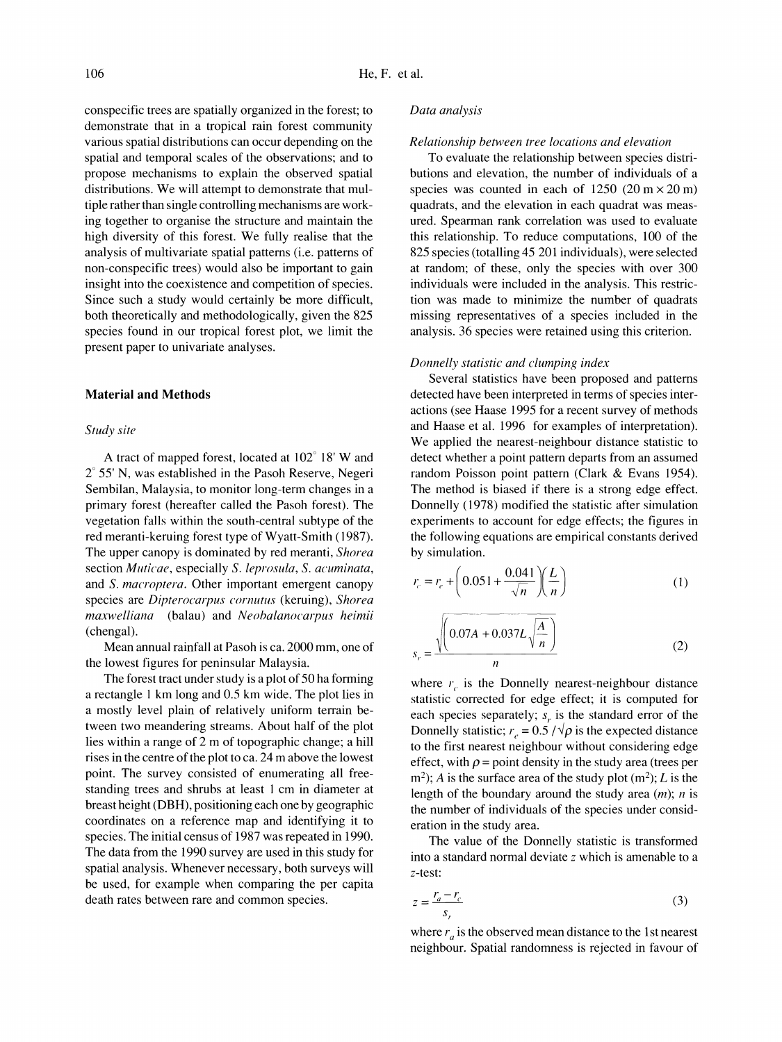conspecific trees are spatially organized in the forest; to demonstrate that in a tropical rain forest community various spatial distributions can occur depending on the spatial and temporal scales of the observations; and to propose mechanisms to explain the observed spatial distributions. We will attempt to demonstrate that multiple rather than single controlling mechanisms are working together to organise the structure and maintain the high diversity of this forest. We fully realise that the analysis of multivariate spatial patterns (i.e. patterns of non-conspecific trees) would also be important to gain insight into the coexistence and competition of species. Since such a study would certainly be more difficult, both theoretically and methodologically, given the 825 species found in our tropical forest plot, we limit the present paper to univariate analyses.

## Material and Methods

### *Study site*

A tract of mapped forest, located at 102° 18' W and 2° 55' N, was established in the Pasoh Reserve, Negeri Sembilan, Malaysia, to monitor long-term changes in a primary forest (hereafter called the Pasoh forest). The vegetation falls within the south-central subtype of the red meranti-keruing forest type of Wyatt-Smith (1987). The upper canopy is dominated by red meranti, *Shorea* section *Muticae*, especially *S. leprosula*, *S. acuminata*, and *S. macroptera*. Other important emergent canopy species are *Dipterocarpus cornutus* (keruing), *Shorea maxwelliana* (balau) and *Neobalanocarpus heimii* (chengal).

Mean annual rainfall at Pasoh is ca. 2000 mm, one of the lowest figures for peninsular Malaysia.

The forest tract under study is a plot of 50 ha forming a rectangle 1 km long and 0.5 km wide. The plot lies in a mostly level plain of relatively uniform terrain between two meandering streams. About half of the plot lies within a range of 2 m of topographic change; a hill rises in the centre of the plot to ca. 24 m above the lowest point. The survey consisted of enumerating all free-standing trees and shrubs at least 1 cm in diameter at breast height (DBH), positioning each one by geographic coordinates on a reference map and identifying it to species. The initial census of 1987 was repeated in 1990. The data from the 1990 survey are used in this study for spatial analysis. Whenever necessary, both surveys will be used, for example when comparing the per capita death rates between rare and common species.

### *Data analysis*

#### *Relationship between tree locations and elevation*

To evaluate the relationship between species distributions and elevation, the number of individuals of a species was counted in each of 1250 (20 m × 20 m) quadrats, and the elevation in each quadrat was measured. Spearman rank correlation was used to evaluate this relationship. To reduce computations, 100 of the 825 species (totalling 45 201 individuals), were selected at random; of these, only the species with over 300 individuals were included in the analysis. This restriction was made to minimize the number of quadrats missing representatives of a species included in the analysis. 36 species were retained using this criterion.

#### *Donnelly statistic and clumping index*

Several statistics have been proposed and patterns detected have been interpreted in terms of species interactions (see Haase 1995 for a recent survey of methods and Haase et al. 1996 for examples of interpretation). We applied the nearest-neighbour distance statistic to detect whether a point pattern departs from an assumed random Poisson point pattern (Clark & Evans 1954). The method is biased if there is a strong edge effect. Donnelly (1978) modified the statistic after simulation experiments to account for edge effects; the figures in the following equations are empirical constants derived by simulation.

$$r_c = r_e + \left(0.051 + \frac{0.041}{\sqrt{n}}\right)\left(\frac{L}{n}\right) \tag{1}$$

$$s_r = \frac{\sqrt{\left(0.07A + 0.037L\sqrt{\frac{A}{n}}\right)}}{n} \tag{2}$$

where $r_c$ is the Donnelly nearest-neighbour distance statistic corrected for edge effect; it is computed for each species separately; $s_r$ is the standard error of the Donnelly statistic; $r_e = 0.5/\sqrt{\rho}$ is the expected distance to the first nearest neighbour without considering edge effect, with $\rho$ = point density in the study area (trees per m²); $A$ is the surface area of the study plot (m²); $L$ is the length of the boundary around the study area ($m$); $n$ is the number of individuals of the species under consideration in the study area.

The value of the Donnelly statistic is transformed into a standard normal deviate $z$ which is amenable to a $z$-test:

$$z = \frac{r_a - r_c}{s_r} \tag{3}$$

where $r_a$ is the observed mean distance to the 1st nearest neighbour. Spatial randomness is rejected in favour of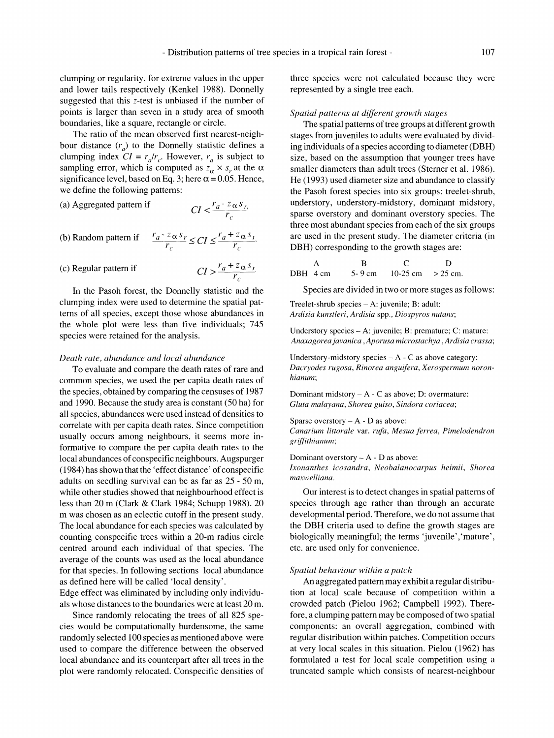clumping or regularity, for extreme values in the upper and lower tails respectively (Kenkel 1988). Donnelly suggested that this $z$-test is unbiased if the number of points is larger than seven in a study area of smooth boundaries, like a square, rectangle or circle.

The ratio of the mean observed first nearest-neighbour distance ($r_a$) to the Donnelly statistic defines a clumping index $CI = r_a/r_c$. However, $r_a$ is subject to sampling error, which is computed as $z_\alpha \times s_r$ at the $\alpha$ significance level, based on Eq. 3; here $\alpha = 0.05$. Hence, we define the following patterns:

(a) Aggregated pattern if $$CI < \frac{r_a - z_\alpha s_r}{r_c}$$

(b) Random pattern if $$\frac{r_a - z_\alpha s_r}{r_c} \leq CI \leq \frac{r_a + z_\alpha s_r}{r_c}$$

(c) Regular pattern if $$CI > \frac{r_a + z_\alpha s_r}{r_c}$$

In the Pasoh forest, the Donnelly statistic and the clumping index were used to determine the spatial patterns of all species, except those whose abundances in the whole plot were less than five individuals; 745 species were retained for the analysis.

*Death rate, abundance and local abundance*

To evaluate and compare the death rates of rare and common species, we used the per capita death rates of the species, obtained by comparing the censuses of 1987 and 1990. Because the study area is constant (50 ha) for all species, abundances were used instead of densities to correlate with per capita death rates. Since competition usually occurs among neighbours, it seems more informative to compare the per capita death rates to the local abundances of conspecific neighbours. Augspurger (1984) has shown that the 'effect distance' of conspecific adults on seedling survival can be as far as 25 - 50 m, while other studies showed that neighbourhood effect is less than 20 m (Clark & Clark 1984; Schupp 1988). 20 m was chosen as an eclectic cutoff in the present study. The local abundance for each species was calculated by counting conspecific trees within a 20-m radius circle centred around each individual of that species. The average of the counts was used as the local abundance for that species. In following sections local abundance as defined here will be called 'local density'.
Edge effect was eliminated by including only individuals whose distances to the boundaries were at least 20 m.

Since randomly relocating the trees of all 825 species would be computationally burdensome, the same randomly selected 100 species as mentioned above were used to compare the difference between the observed local abundance and its counterpart after all trees in the plot were randomly relocated. Conspecific densities of three species were not calculated because they were represented by a single tree each.

*Spatial patterns at different growth stages*

The spatial patterns of tree groups at different growth stages from juveniles to adults were evaluated by dividing individuals of a species according to diameter (DBH) size, based on the assumption that younger trees have smaller diameters than adult trees (Sterner et al. 1986). He (1993) used diameter size and abundance to classify the Pasoh forest species into six groups: treelet-shrub, understory, understory-midstory, dominant midstory, sparse overstory and dominant overstory species. The three most abundant species from each of the six groups are used in the present study. The diameter criteria (in DBH) corresponding to the growth stages are:

| | A | B | C | D |
|---|---|---|---|---|
| DBH | 4 cm | 5- 9 cm | 10-25 cm | > 25 cm. |

Species are divided in two or more stages as follows:

Treelet-shrub species – A: juvenile; B: adult:
*Ardisia kunstleri*, *Ardisia* spp., *Diospyros nutans*;

Understory species – A: juvenile; B: premature; C: mature:
*Anaxagorea javanica*, *Aporusa microstachya*, *Ardisia crassa*;

Understory-midstory species – A - C as above category:
*Dacryodes rugosa*, *Rinorea anguifera*, *Xerospermum noronhianum*;

Dominant midstory – A - C as above; D: overmature:
*Gluta malayana*, *Shorea guiso*, *Sindora coriacea*;

Sparse overstory – A - D as above:
*Canarium littorale* var. *rufa*, *Mesua ferrea*, *Pimelodendron griffithianum*;

Dominant overstory – A - D as above:
*Ixonanthes icosandra*, *Neobalanocarpus heimii*, *Shorea maxwelliana*.

Our interest is to detect changes in spatial patterns of species through age rather than through an accurate developmental period. Therefore, we do not assume that the DBH criteria used to define the growth stages are biologically meaningful; the terms 'juvenile','mature', etc. are used only for convenience.

*Spatial behaviour within a patch*

An aggregated pattern may exhibit a regular distribution at local scale because of competition within a crowded patch (Pielou 1962; Campbell 1992). Therefore, a clumping pattern may be composed of two spatial components: an overall aggregation, combined with regular distribution within patches. Competition occurs at very local scales in this situation. Pielou (1962) has formulated a test for local scale competition using a truncated sample which consists of nearest-neighbour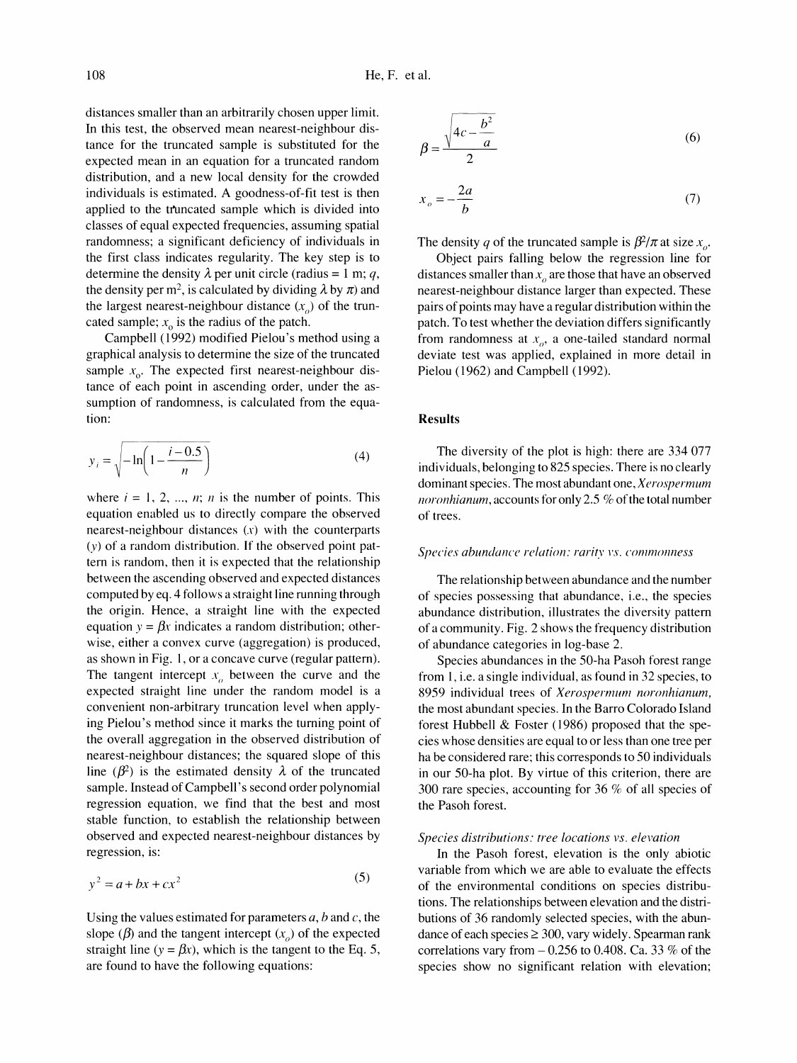distances smaller than an arbitrarily chosen upper limit. In this test, the observed mean nearest-neighbour distance for the truncated sample is substituted for the expected mean in an equation for a truncated random distribution, and a new local density for the crowded individuals is estimated. A goodness-of-fit test is then applied to the truncated sample which is divided into classes of equal expected frequencies, assuming spatial randomness; a significant deficiency of individuals in the first class indicates regularity. The key step is to determine the density $\lambda$ per unit circle (radius = 1 m; $q$, the density per m$^2$, is calculated by dividing $\lambda$ by $\pi$) and the largest nearest-neighbour distance ($x_o$) of the truncated sample; $x_o$ is the radius of the patch.

Campbell (1992) modified Pielou's method using a graphical analysis to determine the size of the truncated sample $x_o$. The expected first nearest-neighbour distance of each point in ascending order, under the assumption of randomness, is calculated from the equation:

$$y_i = \sqrt{-\ln\left(1 - \frac{i - 0.5}{n}\right)} \tag{4}$$

where $i$ = 1, 2, ..., $n$; $n$ is the number of points. This equation enabled us to directly compare the observed nearest-neighbour distances ($x$) with the counterparts ($y$) of a random distribution. If the observed point pattern is random, then it is expected that the relationship between the ascending observed and expected distances computed by eq. 4 follows a straight line running through the origin. Hence, a straight line with the expected equation $y = \beta x$ indicates a random distribution; otherwise, either a convex curve (aggregation) is produced, as shown in Fig. 1, or a concave curve (regular pattern). The tangent intercept $x_o$ between the curve and the expected straight line under the random model is a convenient non-arbitrary truncation level when applying Pielou's method since it marks the turning point of the overall aggregation in the observed distribution of nearest-neighbour distances; the squared slope of this line ($\beta^2$) is the estimated density $\lambda$ of the truncated sample. Instead of Campbell's second order polynomial regression equation, we find that the best and most stable function, to establish the relationship between observed and expected nearest-neighbour distances by regression, is:

$$y^2 = a + bx + cx^2 \tag{5}$$

Using the values estimated for parameters $a$, $b$ and $c$, the slope ($\beta$) and the tangent intercept ($x_o$) of the expected straight line ($y = \beta x$), which is the tangent to the Eq. 5, are found to have the following equations:

$$\beta = \frac{\sqrt{4c - \frac{b^2}{a}}}{2} \tag{6}$$

$$x_o = -\frac{2a}{b} \tag{7}$$

The density $q$ of the truncated sample is $\beta^2/\pi$ at size $x_o$.

Object pairs falling below the regression line for distances smaller than $x_o$ are those that have an observed nearest-neighbour distance larger than expected. These pairs of points may have a regular distribution within the patch. To test whether the deviation differs significantly from randomness at $x_o$, a one-tailed standard normal deviate test was applied, explained in more detail in Pielou (1962) and Campbell (1992).

## Results

The diversity of the plot is high: there are 334 077 individuals, belonging to 825 species. There is no clearly dominant species. The most abundant one, *Xerospermum noronhianum*, accounts for only 2.5 % of the total number of trees.

### *Species abundance relation: rarity vs. commonness*

The relationship between abundance and the number of species possessing that abundance, i.e., the species abundance distribution, illustrates the diversity pattern of a community. Fig. 2 shows the frequency distribution of abundance categories in log-base 2.

Species abundances in the 50-ha Pasoh forest range from 1, i.e. a single individual, as found in 32 species, to 8959 individual trees of *Xerospermum noronhianum*, the most abundant species. In the Barro Colorado Island forest Hubbell & Foster (1986) proposed that the species whose densities are equal to or less than one tree per ha be considered rare; this corresponds to 50 individuals in our 50-ha plot. By virtue of this criterion, there are 300 rare species, accounting for 36 % of all species of the Pasoh forest.

### *Species distributions: tree locations vs. elevation*

In the Pasoh forest, elevation is the only abiotic variable from which we are able to evaluate the effects of the environmental conditions on species distributions. The relationships between elevation and the distributions of 36 randomly selected species, with the abundance of each species ≥ 300, vary widely. Spearman rank correlations vary from – 0.256 to 0.408. Ca. 33 % of the species show no significant relation with elevation;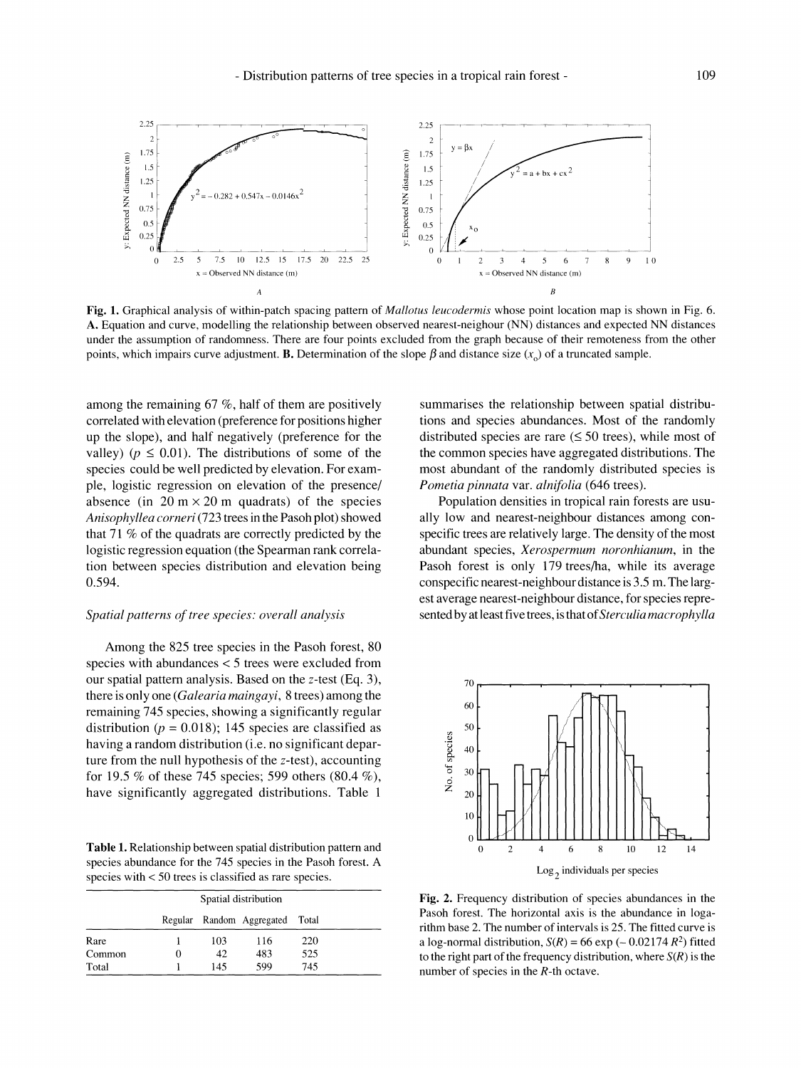Fig. 1. Graphical analysis of within-patch spacing pattern of *Mallotus leucodermis* whose point location map is shown in Fig. 6. **A.** Equation and curve, modelling the relationship between observed nearest-neighbour (NN) distances and expected NN distances under the assumption of randomness. There are four points excluded from the graph because of their remoteness from the other points, which impairs curve adjustment. **B.** Determination of the slope $\beta$ and distance size ($x_o$) of a truncated sample.

among the remaining 67 %, half of them are positively correlated with elevation (preference for positions higher up the slope), and half negatively (preference for the valley) ($p \leq 0.01$). The distributions of some of the species could be well predicted by elevation. For example, logistic regression on elevation of the presence/absence (in 20 m × 20 m quadrats) of the species *Anisophyllea corneri* (723 trees in the Pasoh plot) showed that 71 % of the quadrats are correctly predicted by the logistic regression equation (the Spearman rank correlation between species distribution and elevation being 0.594.

*Spatial patterns of tree species: overall analysis*

Among the 825 tree species in the Pasoh forest, 80 species with abundances < 5 trees were excluded from our spatial pattern analysis. Based on the $z$-test (Eq. 3), there is only one (*Galearia maingayi*, 8 trees) among the remaining 745 species, showing a significantly regular distribution ($p = 0.018$); 145 species are classified as having a random distribution (i.e. no significant departure from the null hypothesis of the $z$-test), accounting for 19.5 % of these 745 species; 599 others (80.4 %), have significantly aggregated distributions. Table 1 summarises the relationship between spatial distributions and species abundances. Most of the randomly distributed species are rare (≤ 50 trees), while most of the common species have aggregated distributions. The most abundant of the randomly distributed species is *Pometia pinnata* var. *alnifolia* (646 trees).

**Table 1.** Relationship between spatial distribution pattern and species abundance for the 745 species in the Pasoh forest. A species with < 50 trees is classified as rare species.

| | Spatial distribution | | | |
|---|---|---|---|---|
| | Regular | Random | Aggregated | Total |
| Rare | 1 | 103 | 116 | 220 |
| Common | 0 | 42 | 483 | 525 |
| Total | 1 | 145 | 599 | 745 |

Population densities in tropical rain forests are usually low and nearest-neighbour distances among conspecific trees are relatively large. The density of the most abundant species, *Xerospermum noronhianum*, in the Pasoh forest is only 179 trees/ha, while its average conspecific nearest-neighbour distance is 3.5 m. The largest average nearest-neighbour distance, for species represented by at least five trees, is that of *Sterculia macrophylla*

**Fig. 2.** Frequency distribution of species abundances in the Pasoh forest. The horizontal axis is the abundance in logarithm base 2. The number of intervals is 25. The fitted curve is a log-normal distribution, $S(R) = 66 \exp(-0.02174 R^2)$ fitted to the right part of the frequency distribution, where $S(R)$ is the number of species in the $R$-th octave.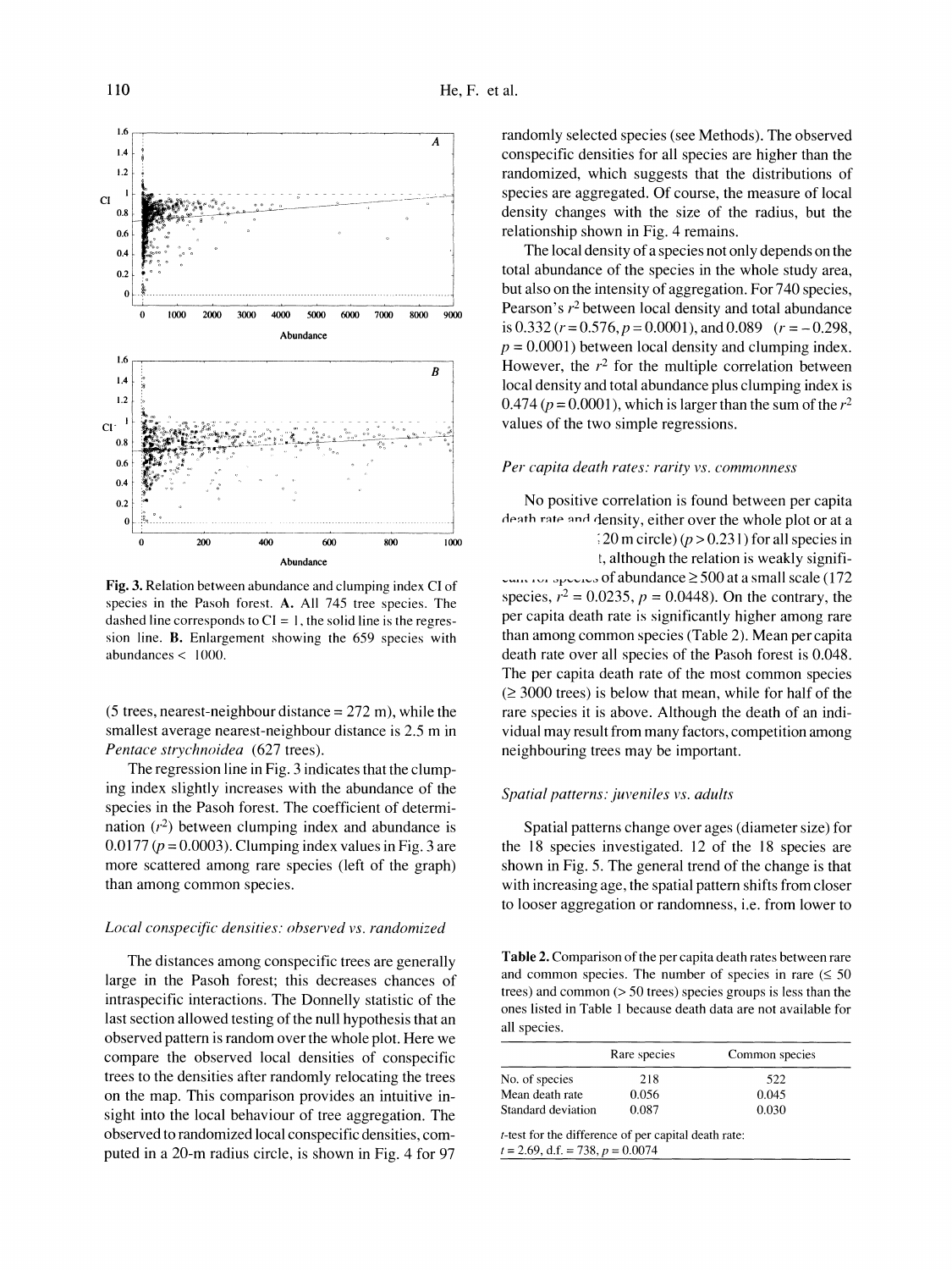Fig. 3. Relation between abundance and clumping index CI of species in the Pasoh forest. A. All 745 tree species. The dashed line corresponds to CI = 1, the solid line is the regression line. B. Enlargement showing the 659 species with abundances < 1000.

(5 trees, nearest-neighbour distance = 272 m), while the smallest average nearest-neighbour distance is 2.5 m in *Pentace strychnoidea* (627 trees).

The regression line in Fig. 3 indicates that the clumping index slightly increases with the abundance of the species in the Pasoh forest. The coefficient of determination ($r^2$) between clumping index and abundance is 0.0177 ($p = 0.0003$). Clumping index values in Fig. 3 are more scattered among rare species (left of the graph) than among common species.

### *Local conspecific densities: observed vs. randomized*

The distances among conspecific trees are generally large in the Pasoh forest; this decreases chances of intraspecific interactions. The Donnelly statistic of the last section allowed testing of the null hypothesis that an observed pattern is random over the whole plot. Here we compare the observed local densities of conspecific trees to the densities after randomly relocating the trees on the map. This comparison provides an intuitive insight into the local behaviour of tree aggregation. The observed to randomized local conspecific densities, computed in a 20-m radius circle, is shown in Fig. 4 for 97 randomly selected species (see Methods). The observed conspecific densities for all species are higher than the randomized, which suggests that the distributions of species are aggregated. Of course, the measure of local density changes with the size of the radius, but the relationship shown in Fig. 4 remains.

The local density of a species not only depends on the total abundance of the species in the whole study area, but also on the intensity of aggregation. For 740 species, Pearson's $r^2$ between local density and total abundance is 0.332 ($r = 0.576, p = 0.0001$), and 0.089 ($r = -0.298$, $p = 0.0001$) between local density and clumping index. However, the $r^2$ for the multiple correlation between local density and total abundance plus clumping index is 0.474 ($p = 0.0001$), which is larger than the sum of the $r^2$ values of the two simple regressions.

### *Per capita death rates: rarity vs. commonness*

No positive correlation is found between per capita death rate and density, either over the whole plot or at a [...] 20 m circle) ($p > 0.231$) for all species in [...]t, although the relation is weakly significant for species of abundance ≥ 500 at a small scale (172 species, $r^2 = 0.0235$, $p = 0.0448$). On the contrary, the per capita death rate is significantly higher among rare than among common species (Table 2). Mean per capita death rate over all species of the Pasoh forest is 0.048. The per capita death rate of the most common species (≥ 3000 trees) is below that mean, while for half of the rare species it is above. Although the death of an individual may result from many factors, competition among neighbouring trees may be important.

### *Spatial patterns: juveniles vs. adults*

Spatial patterns change over ages (diameter size) for the 18 species investigated. 12 of the 18 species are shown in Fig. 5. The general trend of the change is that with increasing age, the spatial pattern shifts from closer to looser aggregation or randomness, i.e. from lower to

**Table 2.** Comparison of the per capita death rates between rare and common species. The number of species in rare (≤ 50 trees) and common (> 50 trees) species groups is less than the ones listed in Table 1 because death data are not available for all species.

| | Rare species | Common species |
|---|---|---|
| No. of species | 218 | 522 |
| Mean death rate | 0.056 | 0.045 |
| Standard deviation | 0.087 | 0.030 |

*t*-test for the difference of per capital death rate: $t = 2.69$, d.f. = 738, $p = 0.0074$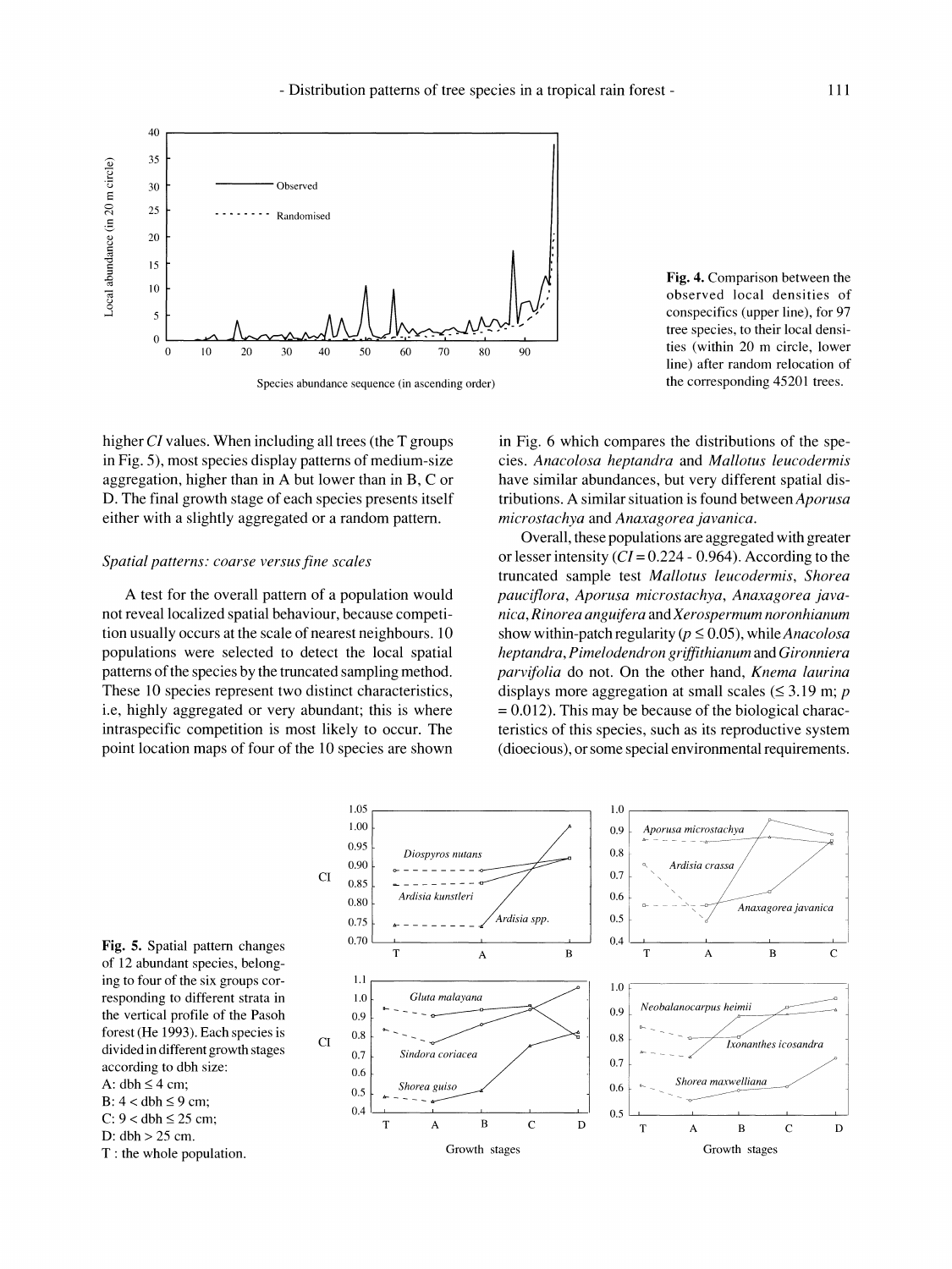Fig. 4. Comparison between the observed local densities of conspecifics (upper line), for 97 tree species, to their local densities (within 20 m circle, lower line) after random relocation of the corresponding 45201 trees.

higher *CI* values. When including all trees (the T groups in Fig. 5), most species display patterns of medium-size aggregation, higher than in A but lower than in B, C or D. The final growth stage of each species presents itself either with a slightly aggregated or a random pattern.

### *Spatial patterns: coarse versus fine scales*

A test for the overall pattern of a population would not reveal localized spatial behaviour, because competition usually occurs at the scale of nearest neighbours. 10 populations were selected to detect the local spatial patterns of the species by the truncated sampling method. These 10 species represent two distinct characteristics, i.e, highly aggregated or very abundant; this is where intraspecific competition is most likely to occur. The point location maps of four of the 10 species are shown in Fig. 6 which compares the distributions of the species. *Anacolosa heptandra* and *Mallotus leucodermis* have similar abundances, but very different spatial distributions. A similar situation is found between *Aporusa microstachya* and *Anaxagorea javanica*.

Overall, these populations are aggregated with greater or lesser intensity ($CI = 0.224$ - $0.964$). According to the truncated sample test *Mallotus leucodermis*, *Shorea pauciflora*, *Aporusa microstachya*, *Anaxagorea javanica*, *Rinorea anguifera* and *Xerospermum noronhianum* show within-patch regularity ($p \leq 0.05$), while *Anacolosa heptandra*, *Pimelodendron griffithianum* and *Gironniera parvifolia* do not. On the other hand, *Knema laurina* displays more aggregation at small scales ($\leq 3.19$ m; $p = 0.012$). This may be because of the biological characteristics of this species, such as its reproductive system (dioecious), or some special environmental requirements.

Fig. 5. Spatial pattern changes of 12 abundant species, belonging to four of the six groups corresponding to different strata in the vertical profile of the Pasoh forest (He 1993). Each species is divided in different growth stages according to dbh size:
A: dbh $\leq$ 4 cm;
B: 4 < dbh $\leq$ 9 cm;
C: 9 < dbh $\leq$ 25 cm;
D: dbh > 25 cm.
T : the whole population.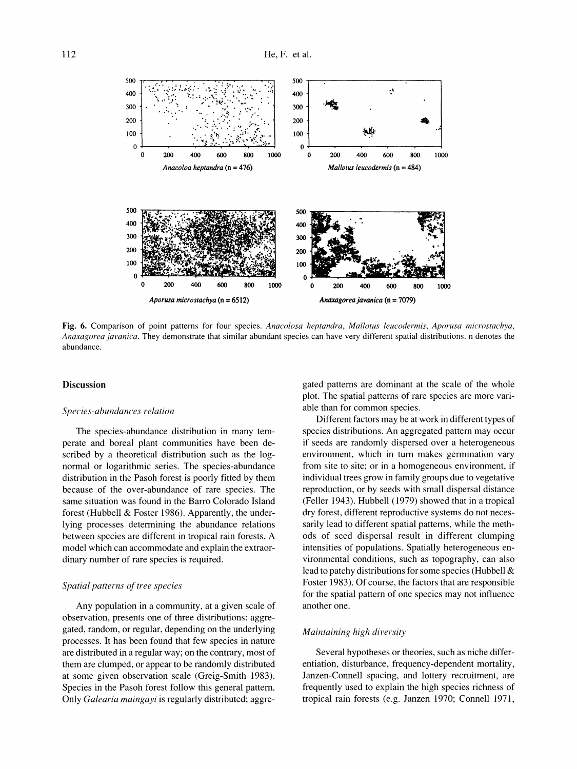500
400
300
200
100
0
0 200 400 600 800 1000
*Anacoloa heptandra* (n = 476)

500
400
300
200
100
0
0 200 400 600 800 1000
*Mallotus leucodermis* (n = 484)

500
400
300
200
100
0
0 200 400 600 800 1000
*Aporusa microstachya* (n = 6512)

500
400
300
200
100
0
0 200 400 600 800 1000
*Anaxagorea javanica* (n = 7079)

**Fig. 6.** Comparison of point patterns for four species. *Anacolosa heptandra*, *Mallotus leucodermis*, *Aporusa microstachya*, *Anaxagorea javanica*. They demonstrate that similar abundant species can have very different spatial distributions. n denotes the abundance.

## Discussion

### *Species-abundances relation*

The species-abundance distribution in many temperate and boreal plant communities have been described by a theoretical distribution such as the log-normal or logarithmic series. The species-abundance distribution in the Pasoh forest is poorly fitted by them because of the over-abundance of rare species. The same situation was found in the Barro Colorado Island forest (Hubbell & Foster 1986). Apparently, the underlying processes determining the abundance relations between species are different in tropical rain forests. A model which can accommodate and explain the extraordinary number of rare species is required.

### *Spatial patterns of tree species*

Any population in a community, at a given scale of observation, presents one of three distributions: aggregated, random, or regular, depending on the underlying processes. It has been found that few species in nature are distributed in a regular way; on the contrary, most of them are clumped, or appear to be randomly distributed at some given observation scale (Greig-Smith 1983). Species in the Pasoh forest follow this general pattern. Only *Galearia maingayi* is regularly distributed; aggregated patterns are dominant at the scale of the whole plot. The spatial patterns of rare species are more variable than for common species.

Different factors may be at work in different types of species distributions. An aggregated pattern may occur if seeds are randomly dispersed over a heterogeneous environment, which in turn makes germination vary from site to site; or in a homogeneous environment, if individual trees grow in family groups due to vegetative reproduction, or by seeds with small dispersal distance (Feller 1943). Hubbell (1979) showed that in a tropical dry forest, different reproductive systems do not necessarily lead to different spatial patterns, while the methods of seed dispersal result in different clumping intensities of populations. Spatially heterogeneous environmental conditions, such as topography, can also lead to patchy distributions for some species (Hubbell & Foster 1983). Of course, the factors that are responsible for the spatial pattern of one species may not influence another one.

### *Maintaining high diversity*

Several hypotheses or theories, such as niche differentiation, disturbance, frequency-dependent mortality, Janzen-Connell spacing, and lottery recruitment, are frequently used to explain the high species richness of tropical rain forests (e.g. Janzen 1970; Connell 1971,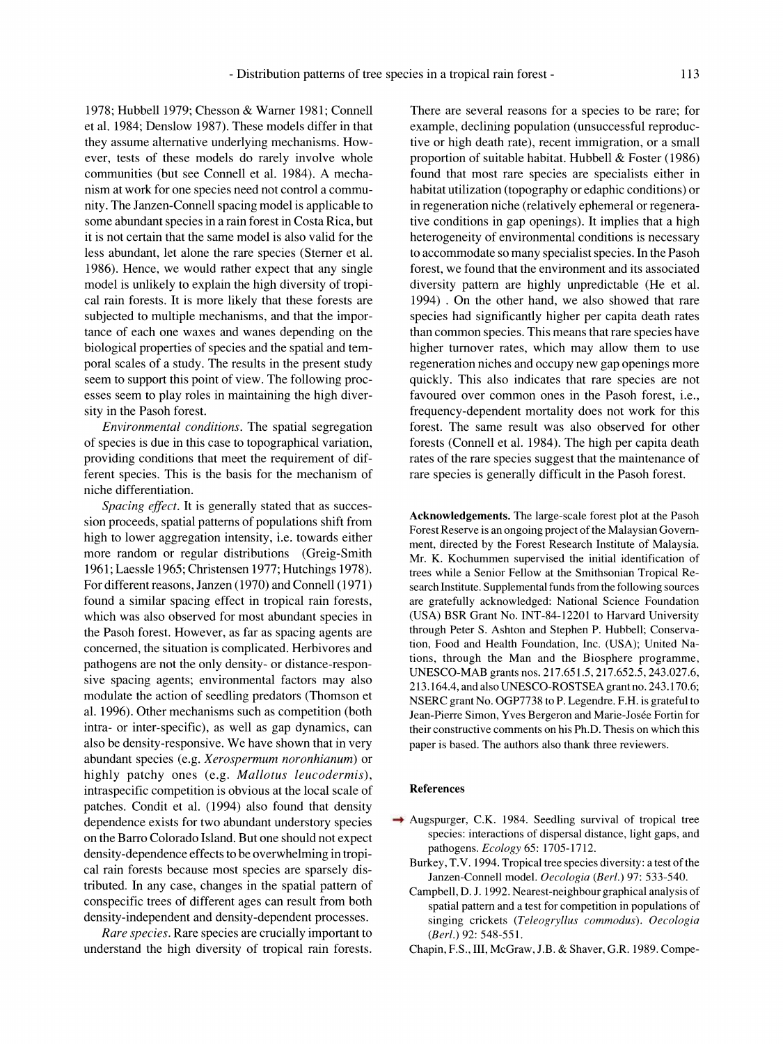1978; Hubbell 1979; Chesson & Warner 1981; Connell et al. 1984; Denslow 1987). These models differ in that they assume alternative underlying mechanisms. However, tests of these models do rarely involve whole communities (but see Connell et al. 1984). A mechanism at work for one species need not control a community. The Janzen-Connell spacing model is applicable to some abundant species in a rain forest in Costa Rica, but it is not certain that the same model is also valid for the less abundant, let alone the rare species (Sterner et al. 1986). Hence, we would rather expect that any single model is unlikely to explain the high diversity of tropical rain forests. It is more likely that these forests are subjected to multiple mechanisms, and that the importance of each one waxes and wanes depending on the biological properties of species and the spatial and temporal scales of a study. The results in the present study seem to support this point of view. The following processes seem to play roles in maintaining the high diversity in the Pasoh forest.

*Environmental conditions*. The spatial segregation of species is due in this case to topographical variation, providing conditions that meet the requirement of different species. This is the basis for the mechanism of niche differentiation.

*Spacing effect*. It is generally stated that as succession proceeds, spatial patterns of populations shift from high to lower aggregation intensity, i.e. towards either more random or regular distributions (Greig-Smith 1961; Laessle 1965; Christensen 1977; Hutchings 1978). For different reasons, Janzen (1970) and Connell (1971) found a similar spacing effect in tropical rain forests, which was also observed for most abundant species in the Pasoh forest. However, as far as spacing agents are concerned, the situation is complicated. Herbivores and pathogens are not the only density- or distance-responsive spacing agents; environmental factors may also modulate the action of seedling predators (Thomson et al. 1996). Other mechanisms such as competition (both intra- or inter-specific), as well as gap dynamics, can also be density-responsive. We have shown that in very abundant species (e.g. *Xerospermum noronhianum*) or highly patchy ones (e.g. *Mallotus leucodermis*), intraspecific competition is obvious at the local scale of patches. Condit et al. (1994) also found that density dependence exists for two abundant understory species on the Barro Colorado Island. But one should not expect density-dependence effects to be overwhelming in tropical rain forests because most species are sparsely distributed. In any case, changes in the spatial pattern of conspecific trees of different ages can result from both density-independent and density-dependent processes.

*Rare species*. Rare species are crucially important to understand the high diversity of tropical rain forests. There are several reasons for a species to be rare; for example, declining population (unsuccessful reproductive or high death rate), recent immigration, or a small proportion of suitable habitat. Hubbell & Foster (1986) found that most rare species are specialists either in habitat utilization (topography or edaphic conditions) or in regeneration niche (relatively ephemeral or regenerative conditions in gap openings). It implies that a high heterogeneity of environmental conditions is necessary to accommodate so many specialist species. In the Pasoh forest, we found that the environment and its associated diversity pattern are highly unpredictable (He et al. 1994) . On the other hand, we also showed that rare species had significantly higher per capita death rates than common species. This means that rare species have higher turnover rates, which may allow them to use regeneration niches and occupy new gap openings more quickly. This also indicates that rare species are not favoured over common ones in the Pasoh forest, i.e., frequency-dependent mortality does not work for this forest. The same result was also observed for other forests (Connell et al. 1984). The high per capita death rates of the rare species suggest that the maintenance of rare species is generally difficult in the Pasoh forest.

**Acknowledgements.** The large-scale forest plot at the Pasoh Forest Reserve is an ongoing project of the Malaysian Government, directed by the Forest Research Institute of Malaysia. Mr. K. Kochummen supervised the initial identification of trees while a Senior Fellow at the Smithsonian Tropical Research Institute. Supplemental funds from the following sources are gratefully acknowledged: National Science Foundation (USA) BSR Grant No. INT-84-12201 to Harvard University through Peter S. Ashton and Stephen P. Hubbell; Conservation, Food and Health Foundation, Inc. (USA); United Nations, through the Man and the Biosphere programme, UNESCO-MAB grants nos. 217.651.5, 217.652.5, 243.027.6, 213.164.4, and also UNESCO-ROSTSEA grant no. 243.170.6; NSERC grant No. OGP7738 to P. Legendre. F.H. is grateful to Jean-Pierre Simon, Yves Bergeron and Marie-Josée Fortin for their constructive comments on his Ph.D. Thesis on which this paper is based. The authors also thank three reviewers.

## References

Augspurger, C.K. 1984. Seedling survival of tropical tree species: interactions of dispersal distance, light gaps, and pathogens. *Ecology* 65: 1705-1712.

Burkey, T.V. 1994. Tropical tree species diversity: a test of the Janzen-Connell model. *Oecologia (Berl.)* 97: 533-540.

Campbell, D. J. 1992. Nearest-neighbour graphical analysis of spatial pattern and a test for competition in populations of singing crickets (*Teleogryllus commodus*). *Oecologia (Berl.)* 92: 548-551.

Chapin, F.S., III, McGraw, J.B. & Shaver, G.R. 1989. Compe-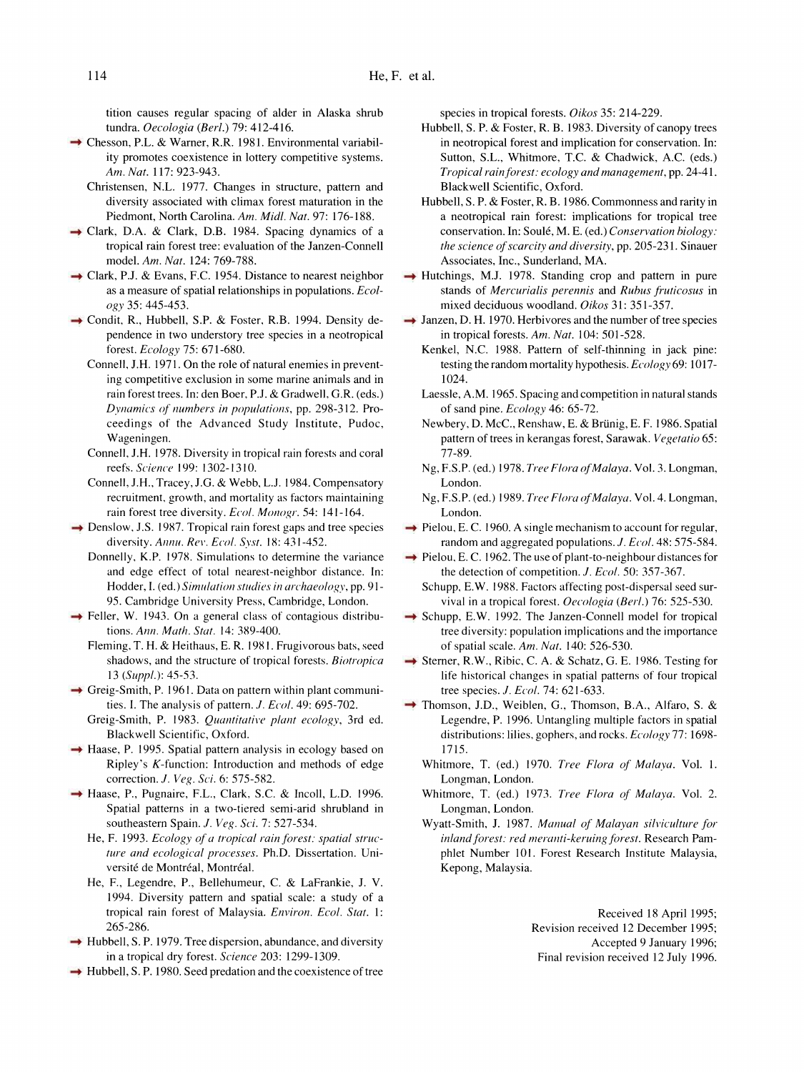tition causes regular spacing of alder in Alaska shrub tundra. *Oecologia (Berl.)* 79: 412-416.

Chesson, P.L. & Warner, R.R. 1981. Environmental variability promotes coexistence in lottery competitive systems. *Am. Nat.* 117: 923-943.

Christensen, N.L. 1977. Changes in structure, pattern and diversity associated with climax forest maturation in the Piedmont, North Carolina. *Am. Midl. Nat.* 97: 176-188.

Clark, D.A. & Clark, D.B. 1984. Spacing dynamics of a tropical rain forest tree: evaluation of the Janzen-Connell model. *Am. Nat.* 124: 769-788.

Clark, P.J. & Evans, F.C. 1954. Distance to nearest neighbor as a measure of spatial relationships in populations. *Ecology* 35: 445-453.

Condit, R., Hubbell, S.P. & Foster, R.B. 1994. Density dependence in two understory tree species in a neotropical forest. *Ecology* 75: 671-680.

Connell, J.H. 1971. On the role of natural enemies in preventing competitive exclusion in some marine animals and in rain forest trees. In: den Boer, P.J. & Gradwell, G.R. (eds.) *Dynamics of numbers in populations*, pp. 298-312. Proceedings of the Advanced Study Institute, Pudoc, Wageningen.

Connell, J.H. 1978. Diversity in tropical rain forests and coral reefs. *Science* 199: 1302-1310.

Connell, J.H., Tracey, J.G. & Webb, L.J. 1984. Compensatory recruitment, growth, and mortality as factors maintaining rain forest tree diversity. *Ecol. Monogr.* 54: 141-164.

Denslow, J.S. 1987. Tropical rain forest gaps and tree species diversity. *Annu. Rev. Ecol. Syst.* 18: 431-452.

Donnelly, K.P. 1978. Simulations to determine the variance and edge effect of total nearest-neighbor distance. In: Hodder, I. (ed.) *Simulation studies in archaeology*, pp. 91-95. Cambridge University Press, Cambridge, London.

Feller, W. 1943. On a general class of contagious distributions. *Ann. Math. Stat.* 14: 389-400.

Fleming, T. H. & Heithaus, E. R. 1981. Frugivorous bats, seed shadows, and the structure of tropical forests. *Biotropica* 13 (*Suppl.*): 45-53.

Greig-Smith, P. 1961. Data on pattern within plant communities. I. The analysis of pattern. *J. Ecol.* 49: 695-702.

Greig-Smith, P. 1983. *Quantitative plant ecology*, 3rd ed. Blackwell Scientific, Oxford.

Haase, P. 1995. Spatial pattern analysis in ecology based on Ripley's *K*-function: Introduction and methods of edge correction. *J. Veg. Sci.* 6: 575-582.

Haase, P., Pugnaire, F.L., Clark, S.C. & Incoll, L.D. 1996. Spatial patterns in a two-tiered semi-arid shrubland in southeastern Spain. *J. Veg. Sci.* 7: 527-534.

He, F. 1993. *Ecology of a tropical rain forest: spatial structure and ecological processes.* Ph.D. Dissertation. Université de Montréal, Montréal.

He, F., Legendre, P., Bellehumeur, C. & LaFrankie, J. V. 1994. Diversity pattern and spatial scale: a study of a tropical rain forest of Malaysia. *Environ. Ecol. Stat.* 1: 265-286.

Hubbell, S. P. 1979. Tree dispersion, abundance, and diversity in a tropical dry forest. *Science* 203: 1299-1309.

Hubbell, S. P. 1980. Seed predation and the coexistence of tree species in tropical forests. *Oikos* 35: 214-229.

Hubbell, S. P. & Foster, R. B. 1983. Diversity of canopy trees in neotropical forest and implication for conservation. In: Sutton, S.L., Whitmore, T.C. & Chadwick, A.C. (eds.) *Tropical rain forest: ecology and management*, pp. 24-41. Blackwell Scientific, Oxford.

Hubbell, S. P. & Foster, R. B. 1986. Commonness and rarity in a neotropical rain forest: implications for tropical tree conservation. In: Soulé, M. E. (ed.) *Conservation biology: the science of scarcity and diversity*, pp. 205-231. Sinauer Associates, Inc., Sunderland, MA.

Hutchings, M.J. 1978. Standing crop and pattern in pure stands of *Mercurialis perennis* and *Rubus fruticosus* in mixed deciduous woodland. *Oikos* 31: 351-357.

Janzen, D. H. 1970. Herbivores and the number of tree species in tropical forests. *Am. Nat.* 104: 501-528.

Kenkel, N.C. 1988. Pattern of self-thinning in jack pine: testing the random mortality hypothesis. *Ecology* 69: 1017-1024.

Laessle, A.M. 1965. Spacing and competition in natural stands of sand pine. *Ecology* 46: 65-72.

Newbery, D. McC., Renshaw, E. & Brünig, E. F. 1986. Spatial pattern of trees in kerangas forest, Sarawak. *Vegetatio* 65: 77-89.

Ng, F.S.P. (ed.) 1978. *Tree Flora of Malaya*. Vol. 3. Longman, London.

Ng, F.S.P. (ed.) 1989. *Tree Flora of Malaya*. Vol. 4. Longman, London.

Pielou, E. C. 1960. A single mechanism to account for regular, random and aggregated populations. *J. Ecol.* 48: 575-584.

Pielou, E. C. 1962. The use of plant-to-neighbour distances for the detection of competition. *J. Ecol.* 50: 357-367.

Schupp, E.W. 1988. Factors affecting post-dispersal seed survival in a tropical forest. *Oecologia (Berl.)* 76: 525-530.

Schupp, E.W. 1992. The Janzen-Connell model for tropical tree diversity: population implications and the importance of spatial scale. *Am. Nat.* 140: 526-530.

Sterner, R.W., Ribic, C. A. & Schatz, G. E. 1986. Testing for life historical changes in spatial patterns of four tropical tree species. *J. Ecol.* 74: 621-633.

Thomson, J.D., Weiblen, G., Thomson, B.A., Alfaro, S. & Legendre, P. 1996. Untangling multiple factors in spatial distributions: lilies, gophers, and rocks. *Ecology* 77: 1698-1715.

Whitmore, T. (ed.) 1970. *Tree Flora of Malaya*. Vol. 1. Longman, London.

Whitmore, T. (ed.) 1973. *Tree Flora of Malaya*. Vol. 2. Longman, London.

Wyatt-Smith, J. 1987. *Manual of Malayan silviculture for inland forest: red meranti-keruing forest*. Research Pamphlet Number 101. Forest Research Institute Malaysia, Kepong, Malaysia.

Received 18 April 1995;
Revision received 12 December 1995;
Accepted 9 January 1996;
Final revision received 12 July 1996.